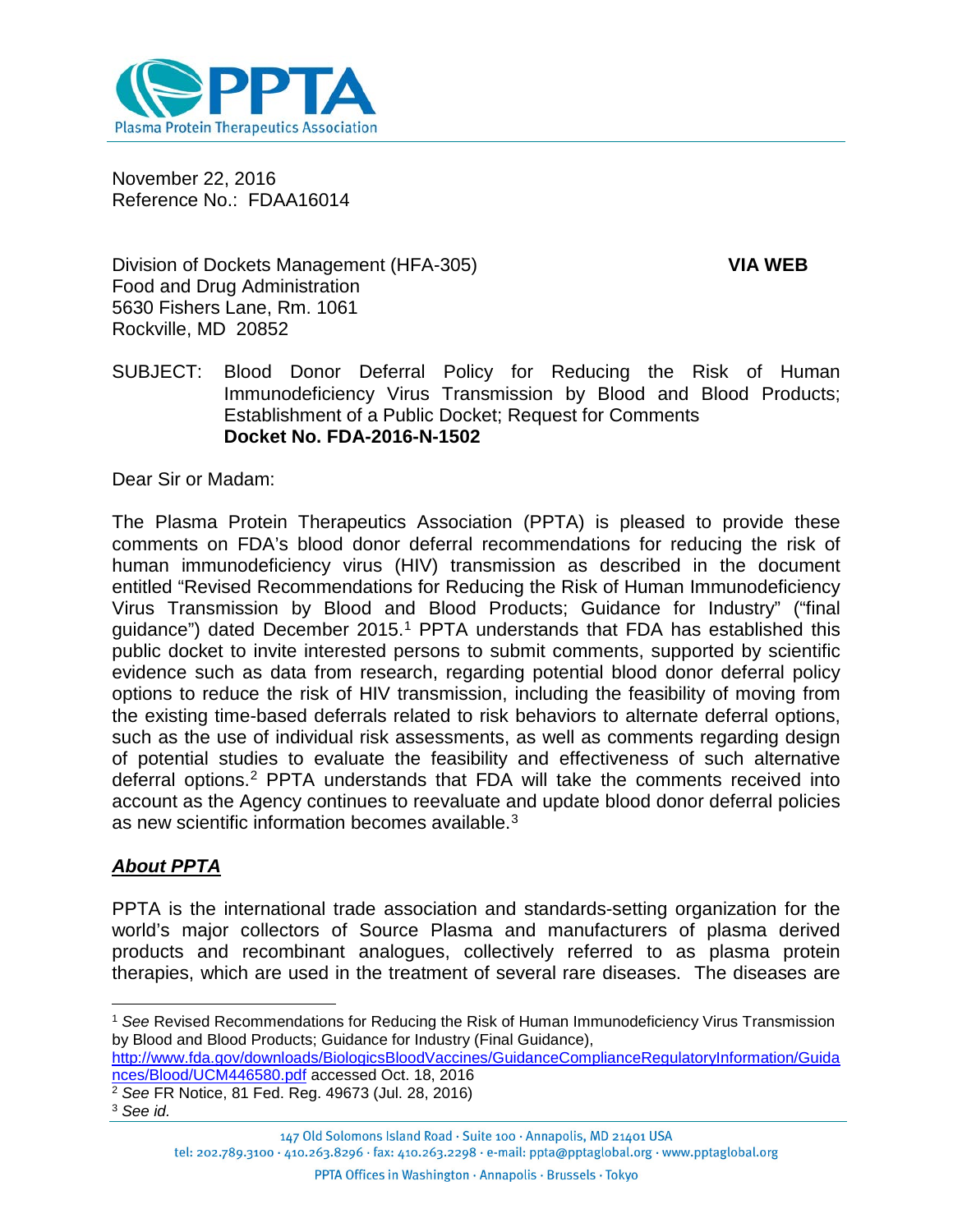PPTA
Plasma Protein Therapeutics Association

November 22, 2016
Reference No.: FDAA16014

Division of Dockets Management (HFA-305) **VIA WEB**
Food and Drug Administration
5630 Fishers Lane, Rm. 1061
Rockville, MD 20852

SUBJECT: Blood Donor Deferral Policy for Reducing the Risk of Human Immunodeficiency Virus Transmission by Blood and Blood Products; Establishment of a Public Docket; Request for Comments
**Docket No. FDA-2016-N-1502**

Dear Sir or Madam:

The Plasma Protein Therapeutics Association (PPTA) is pleased to provide these comments on FDA's blood donor deferral recommendations for reducing the risk of human immunodeficiency virus (HIV) transmission as described in the document entitled "Revised Recommendations for Reducing the Risk of Human Immunodeficiency Virus Transmission by Blood and Blood Products; Guidance for Industry" ("final guidance") dated December 2015.[1] PPTA understands that FDA has established this public docket to invite interested persons to submit comments, supported by scientific evidence such as data from research, regarding potential blood donor deferral policy options to reduce the risk of HIV transmission, including the feasibility of moving from the existing time-based deferrals related to risk behaviors to alternate deferral options, such as the use of individual risk assessments, as well as comments regarding design of potential studies to evaluate the feasibility and effectiveness of such alternative deferral options.[2] PPTA understands that FDA will take the comments received into account as the Agency continues to reevaluate and update blood donor deferral policies as new scientific information becomes available.[3]

## ***About PPTA***

PPTA is the international trade association and standards-setting organization for the world's major collectors of Source Plasma and manufacturers of plasma derived products and recombinant analogues, collectively referred to as plasma protein therapies, which are used in the treatment of several rare diseases. The diseases are

---

[1] *See* Revised Recommendations for Reducing the Risk of Human Immunodeficiency Virus Transmission by Blood and Blood Products; Guidance for Industry (Final Guidance), http://www.fda.gov/downloads/BiologicsBloodVaccines/GuidanceComplianceRegulatoryInformation/Guidances/Blood/UCM446580.pdf accessed Oct. 18, 2016

[2] *See* FR Notice, 81 Fed. Reg. 49673 (Jul. 28, 2016)

[3] *See id.*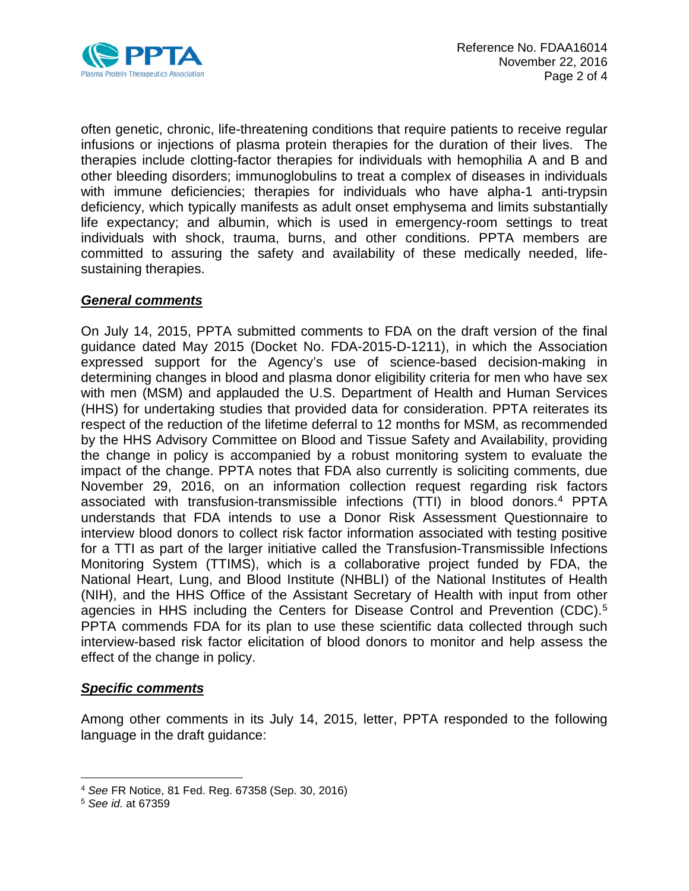often genetic, chronic, life-threatening conditions that require patients to receive regular infusions or injections of plasma protein therapies for the duration of their lives. The therapies include clotting-factor therapies for individuals with hemophilia A and B and other bleeding disorders; immunoglobulins to treat a complex of diseases in individuals with immune deficiencies; therapies for individuals who have alpha-1 anti-trypsin deficiency, which typically manifests as adult onset emphysema and limits substantially life expectancy; and albumin, which is used in emergency-room settings to treat individuals with shock, trauma, burns, and other conditions. PPTA members are committed to assuring the safety and availability of these medically needed, life-sustaining therapies.

***General comments***

On July 14, 2015, PPTA submitted comments to FDA on the draft version of the final guidance dated May 2015 (Docket No. FDA-2015-D-1211), in which the Association expressed support for the Agency's use of science-based decision-making in determining changes in blood and plasma donor eligibility criteria for men who have sex with men (MSM) and applauded the U.S. Department of Health and Human Services (HHS) for undertaking studies that provided data for consideration. PPTA reiterates its respect of the reduction of the lifetime deferral to 12 months for MSM, as recommended by the HHS Advisory Committee on Blood and Tissue Safety and Availability, providing the change in policy is accompanied by a robust monitoring system to evaluate the impact of the change. PPTA notes that FDA also currently is soliciting comments, due November 29, 2016, on an information collection request regarding risk factors associated with transfusion-transmissible infections (TTI) in blood donors.[4] PPTA understands that FDA intends to use a Donor Risk Assessment Questionnaire to interview blood donors to collect risk factor information associated with testing positive for a TTI as part of the larger initiative called the Transfusion-Transmissible Infections Monitoring System (TTIMS), which is a collaborative project funded by FDA, the National Heart, Lung, and Blood Institute (NHBLI) of the National Institutes of Health (NIH), and the HHS Office of the Assistant Secretary of Health with input from other agencies in HHS including the Centers for Disease Control and Prevention (CDC).[5] PPTA commends FDA for its plan to use these scientific data collected through such interview-based risk factor elicitation of blood donors to monitor and help assess the effect of the change in policy.

***Specific comments***

Among other comments in its July 14, 2015, letter, PPTA responded to the following language in the draft guidance:

---

[4] *See* FR Notice, 81 Fed. Reg. 67358 (Sep. 30, 2016)

[5] *See id.* at 67359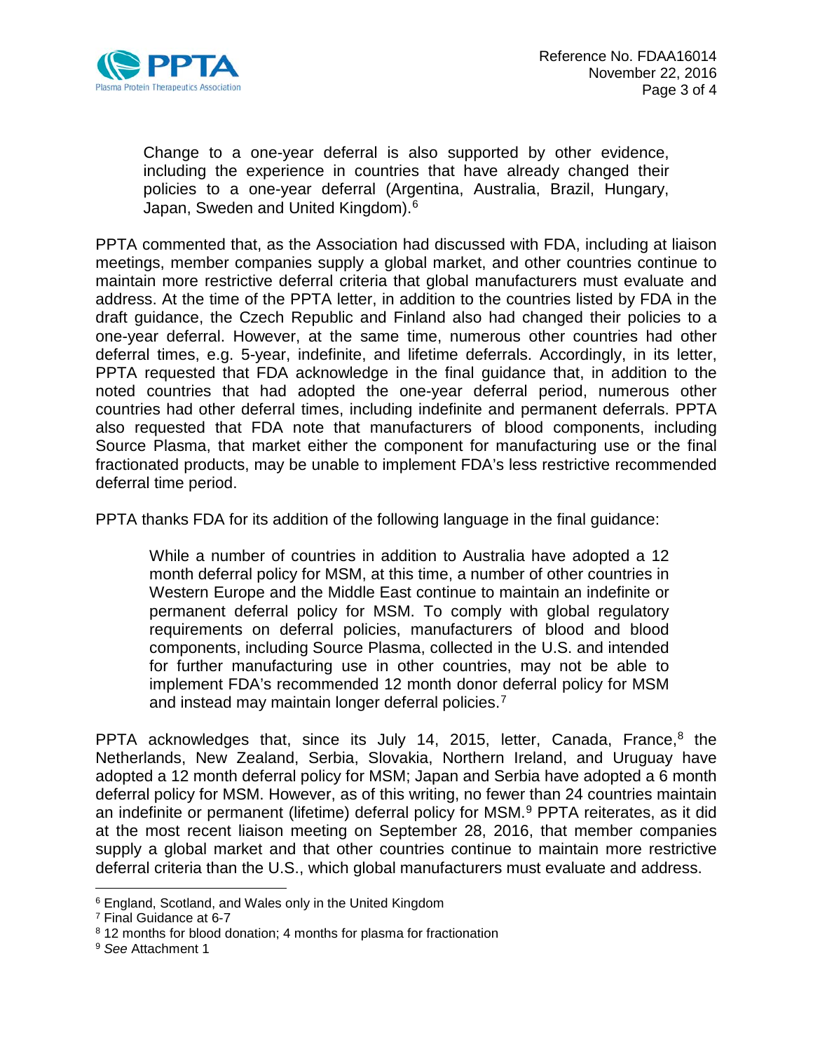> Change to a one-year deferral is also supported by other evidence, including the experience in countries that have already changed their policies to a one-year deferral (Argentina, Australia, Brazil, Hungary, Japan, Sweden and United Kingdom).[6]

PPTA commented that, as the Association had discussed with FDA, including at liaison meetings, member companies supply a global market, and other countries continue to maintain more restrictive deferral criteria that global manufacturers must evaluate and address. At the time of the PPTA letter, in addition to the countries listed by FDA in the draft guidance, the Czech Republic and Finland also had changed their policies to a one-year deferral. However, at the same time, numerous other countries had other deferral times, e.g. 5-year, indefinite, and lifetime deferrals. Accordingly, in its letter, PPTA requested that FDA acknowledge in the final guidance that, in addition to the noted countries that had adopted the one-year deferral period, numerous other countries had other deferral times, including indefinite and permanent deferrals. PPTA also requested that FDA note that manufacturers of blood components, including Source Plasma, that market either the component for manufacturing use or the final fractionated products, may be unable to implement FDA's less restrictive recommended deferral time period.

PPTA thanks FDA for its addition of the following language in the final guidance:

> While a number of countries in addition to Australia have adopted a 12 month deferral policy for MSM, at this time, a number of other countries in Western Europe and the Middle East continue to maintain an indefinite or permanent deferral policy for MSM. To comply with global regulatory requirements on deferral policies, manufacturers of blood and blood components, including Source Plasma, collected in the U.S. and intended for further manufacturing use in other countries, may not be able to implement FDA's recommended 12 month donor deferral policy for MSM and instead may maintain longer deferral policies.[7]

PPTA acknowledges that, since its July 14, 2015, letter, Canada, France,[8] the Netherlands, New Zealand, Serbia, Slovakia, Northern Ireland, and Uruguay have adopted a 12 month deferral policy for MSM; Japan and Serbia have adopted a 6 month deferral policy for MSM. However, as of this writing, no fewer than 24 countries maintain an indefinite or permanent (lifetime) deferral policy for MSM.[9] PPTA reiterates, as it did at the most recent liaison meeting on September 28, 2016, that member companies supply a global market and that other countries continue to maintain more restrictive deferral criteria than the U.S., which global manufacturers must evaluate and address.

---

[6] England, Scotland, and Wales only in the United Kingdom

[7] Final Guidance at 6-7

[8] 12 months for blood donation; 4 months for plasma for fractionation

[9] *See* Attachment 1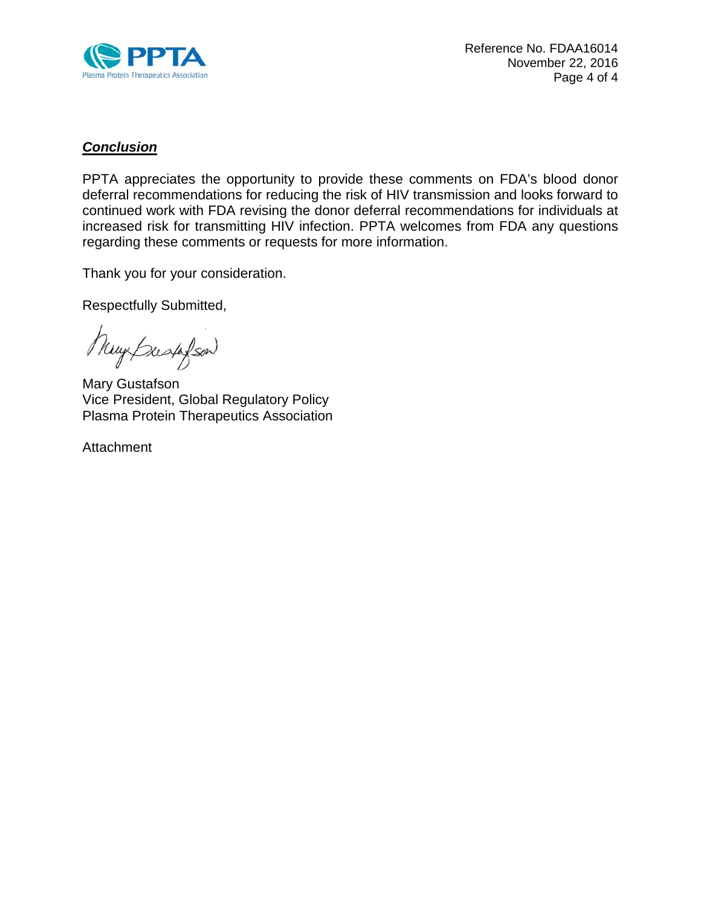## ***Conclusion***

PPTA appreciates the opportunity to provide these comments on FDA's blood donor deferral recommendations for reducing the risk of HIV transmission and looks forward to continued work with FDA revising the donor deferral recommendations for individuals at increased risk for transmitting HIV infection. PPTA welcomes from FDA any questions regarding these comments or requests for more information.

Thank you for your consideration.

Respectfully Submitted,

Mary Gustafson
Vice President, Global Regulatory Policy
Plasma Protein Therapeutics Association

Attachment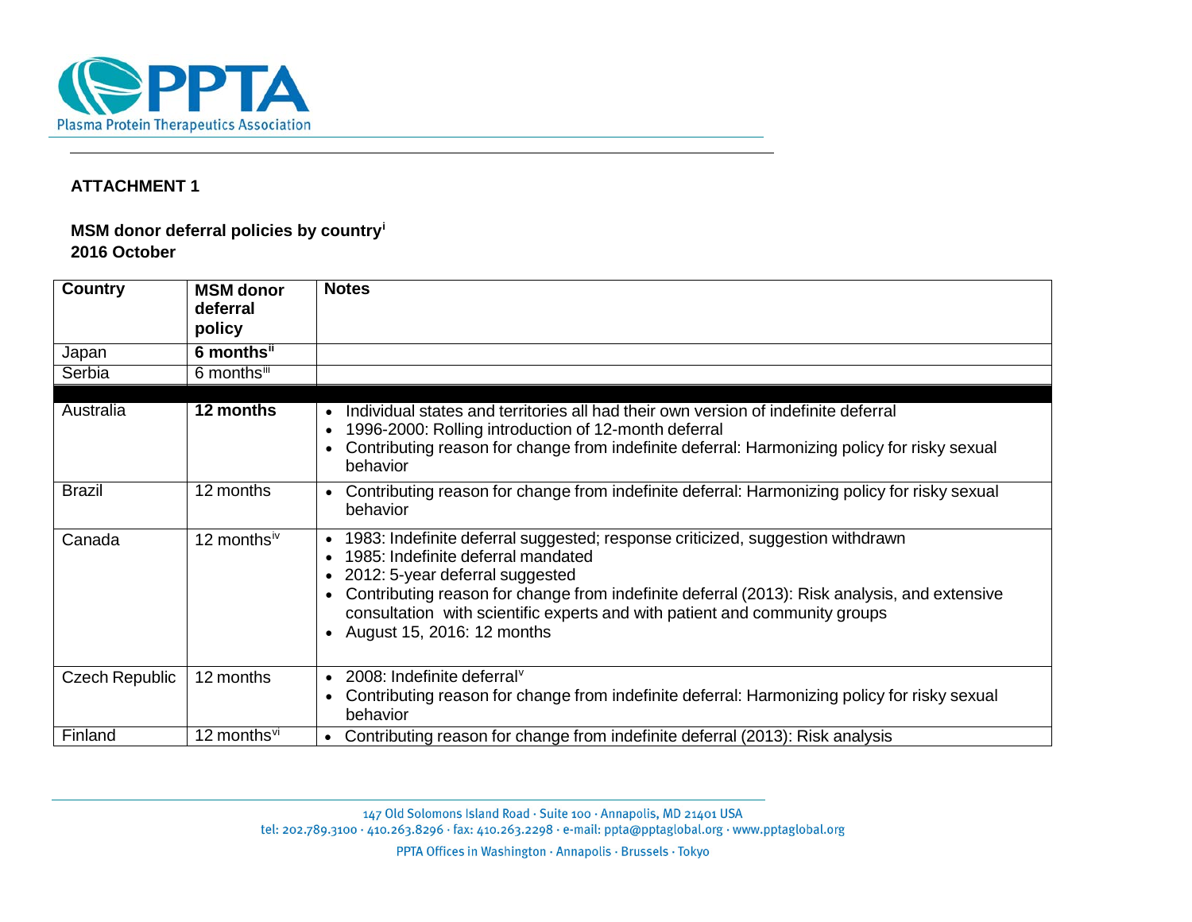**ATTACHMENT 1**

**MSM donor deferral policies by country**[i]
**2016 October**

| Country | MSM donor deferral policy | Notes |
|---|---|---|
| Japan | **6 months**[ii] | |
| Serbia | 6 months[iii] | |
| | | |
| Australia | **12 months** | • Individual states and territories all had their own version of indefinite deferral<br>• 1996-2000: Rolling introduction of 12-month deferral<br>• Contributing reason for change from indefinite deferral: Harmonizing policy for risky sexual behavior |
| Brazil | 12 months | • Contributing reason for change from indefinite deferral: Harmonizing policy for risky sexual behavior |
| Canada | 12 months[iv] | • 1983: Indefinite deferral suggested; response criticized, suggestion withdrawn<br>• 1985: Indefinite deferral mandated<br>• 2012: 5-year deferral suggested<br>• Contributing reason for change from indefinite deferral (2013): Risk analysis, and extensive consultation with scientific experts and with patient and community groups<br>• August 15, 2016: 12 months |
| Czech Republic | 12 months | • 2008: Indefinite deferral[v]<br>• Contributing reason for change from indefinite deferral: Harmonizing policy for risky sexual behavior |
| Finland | 12 months[vi] | • Contributing reason for change from indefinite deferral (2013): Risk analysis |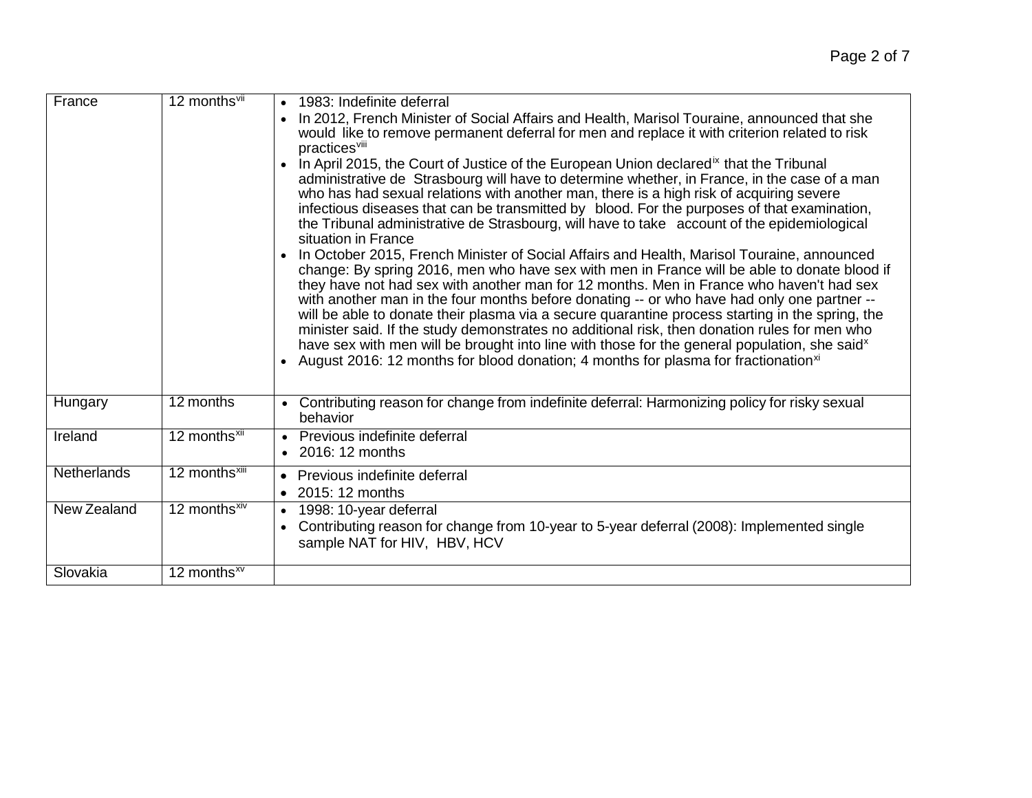| France | 12 months[vii] | • 1983: Indefinite deferral<br>• In 2012, French Minister of Social Affairs and Health, Marisol Touraine, announced that she would like to remove permanent deferral for men and replace it with criterion related to risk practices[viii]<br>• In April 2015, the Court of Justice of the European Union declared[ix] that the Tribunal administrative de Strasbourg will have to determine whether, in France, in the case of a man who has had sexual relations with another man, there is a high risk of acquiring severe infectious diseases that can be transmitted by blood. For the purposes of that examination, the Tribunal administrative de Strasbourg, will have to take account of the epidemiological situation in France<br>• In October 2015, French Minister of Social Affairs and Health, Marisol Touraine, announced change: By spring 2016, men who have sex with men in France will be able to donate blood if they have not had sex with another man for 12 months. Men in France who haven't had sex with another man in the four months before donating -- or who have had only one partner -- will be able to donate their plasma via a secure quarantine process starting in the spring, the minister said. If the study demonstrates no additional risk, then donation rules for men who have sex with men will be brought into line with those for the general population, she said[x]<br>• August 2016: 12 months for blood donation; 4 months for plasma for fractionation[xi] |
|---|---|---|
| Hungary | 12 months | • Contributing reason for change from indefinite deferral: Harmonizing policy for risky sexual behavior |
| Ireland | 12 months[xii] | • Previous indefinite deferral<br>• 2016: 12 months |
| Netherlands | 12 months[xiii] | • Previous indefinite deferral<br>• 2015: 12 months |
| New Zealand | 12 months[xiv] | • 1998: 10-year deferral<br>• Contributing reason for change from 10-year to 5-year deferral (2008): Implemented single sample NAT for HIV, HBV, HCV |
| Slovakia | 12 months[xv] | |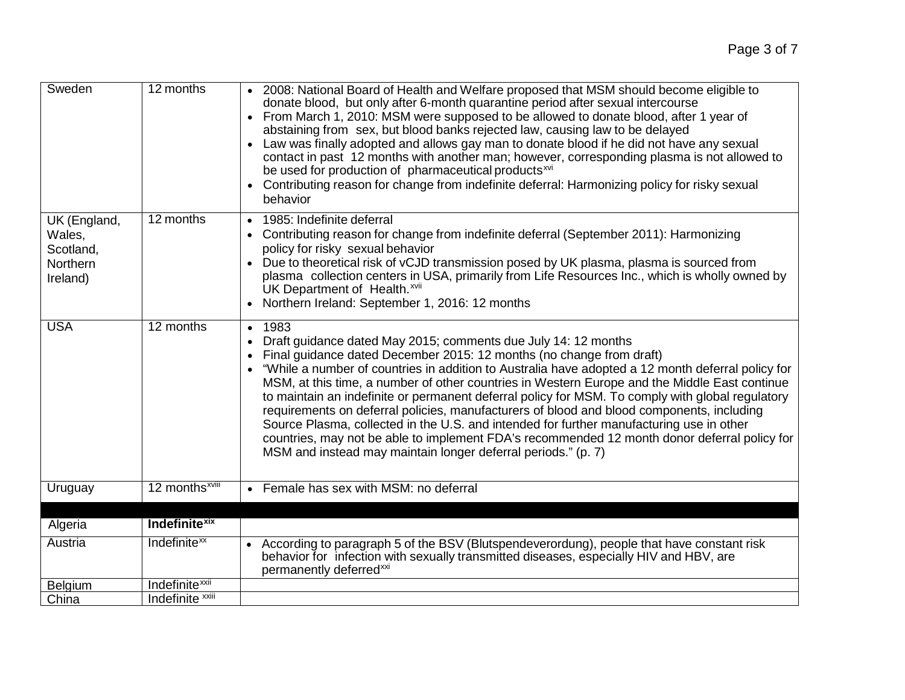| | | |
|---|---|---|
| Sweden | 12 months | • 2008: National Board of Health and Welfare proposed that MSM should become eligible to donate blood, but only after 6-month quarantine period after sexual intercourse<br>• From March 1, 2010: MSM were supposed to be allowed to donate blood, after 1 year of abstaining from sex, but blood banks rejected law, causing law to be delayed<br>• Law was finally adopted and allows gay man to donate blood if he did not have any sexual contact in past 12 months with another man; however, corresponding plasma is not allowed to be used for production of pharmaceutical products[xvi]<br>• Contributing reason for change from indefinite deferral: Harmonizing policy for risky sexual behavior |
| UK (England, Wales, Scotland, Northern Ireland) | 12 months | • 1985: Indefinite deferral<br>• Contributing reason for change from indefinite deferral (September 2011): Harmonizing policy for risky sexual behavior<br>• Due to theoretical risk of vCJD transmission posed by UK plasma, plasma is sourced from plasma collection centers in USA, primarily from Life Resources Inc., which is wholly owned by UK Department of Health.[xvii]<br>• Northern Ireland: September 1, 2016: 12 months |
| USA | 12 months | • 1983<br>• Draft guidance dated May 2015; comments due July 14: 12 months<br>• Final guidance dated December 2015: 12 months (no change from draft)<br>• "While a number of countries in addition to Australia have adopted a 12 month deferral policy for MSM, at this time, a number of other countries in Western Europe and the Middle East continue to maintain an indefinite or permanent deferral policy for MSM. To comply with global regulatory requirements on deferral policies, manufacturers of blood and blood components, including Source Plasma, collected in the U.S. and intended for further manufacturing use in other countries, may not be able to implement FDA's recommended 12 month donor deferral policy for MSM and instead may maintain longer deferral periods." (p. 7) |
| Uruguay | 12 months[xviii] | • Female has sex with MSM: no deferral |
| | | |
| Algeria | **Indefinite[xix]** | |
| Austria | Indefinite[xx] | • According to paragraph 5 of the BSV (Blutspendeverordung), people that have constant risk behavior for infection with sexually transmitted diseases, especially HIV and HBV, are permanently deferred[xxi] |
| Belgium | Indefinite[xxii] | |
| China | Indefinite [xxiii] | |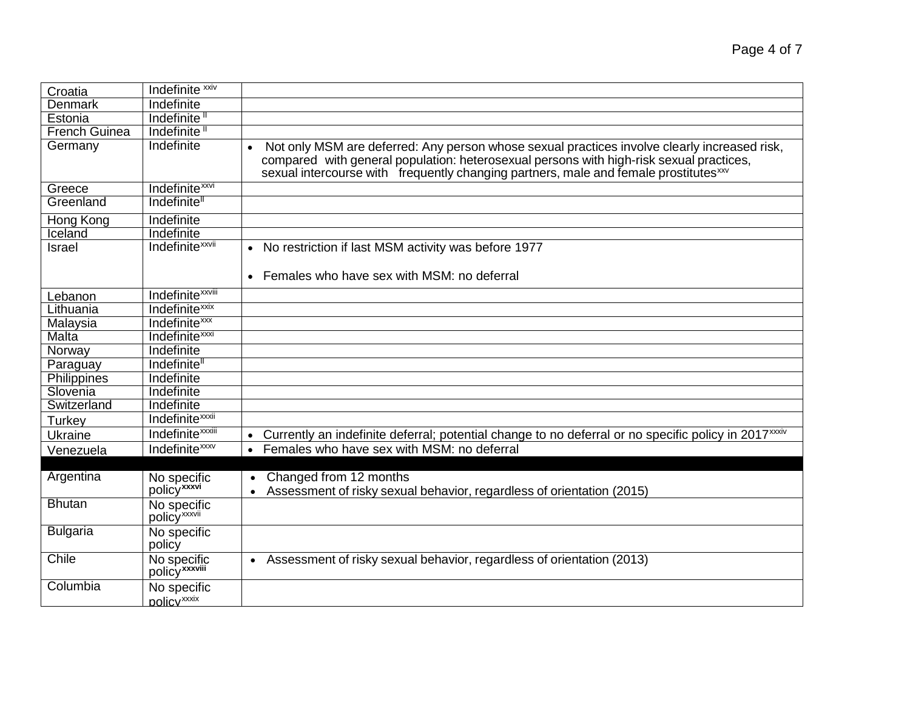| Croatia | Indefinite [xxiv] | |
|---|---|---|
| Denmark | Indefinite | |
| Estonia | Indefinite [ll] | |
| French Guinea | Indefinite [ll] | |
| Germany | Indefinite | • Not only MSM are deferred: Any person whose sexual practices involve clearly increased risk, compared with general population: heterosexual persons with high-risk sexual practices, sexual intercourse with frequently changing partners, male and female prostitutes[xxv] |
| Greece | Indefinite[xxvi] | |
| Greenland | Indefinite[ll] | |
| Hong Kong | Indefinite | |
| Iceland | Indefinite | |
| Israel | Indefinite[xxvii] | • No restriction if last MSM activity was before 1977<br>• Females who have sex with MSM: no deferral |
| Lebanon | Indefinite[xxviii] | |
| Lithuania | Indefinite[xxix] | |
| Malaysia | Indefinite[xxx] | |
| Malta | Indefinite[xxxi] | |
| Norway | Indefinite | |
| Paraguay | Indefinite[ll] | |
| Philippines | Indefinite | |
| Slovenia | Indefinite | |
| Switzerland | Indefinite | |
| Turkey | Indefinite[xxxii] | |
| Ukraine | Indefinite[xxxiii] | • Currently an indefinite deferral; potential change to no deferral or no specific policy in 2017[xxxiv] |
| Venezuela | Indefinite[xxxv] | • Females who have sex with MSM: no deferral |
| | | |
| Argentina | No specific policy[xxxvi] | • Changed from 12 months<br>• Assessment of risky sexual behavior, regardless of orientation (2015) |
| Bhutan | No specific policy[xxxvii] | |
| Bulgaria | No specific policy | |
| Chile | No specific policy[xxxviii] | • Assessment of risky sexual behavior, regardless of orientation (2013) |
| Columbia | No specific policy[xxxix] | |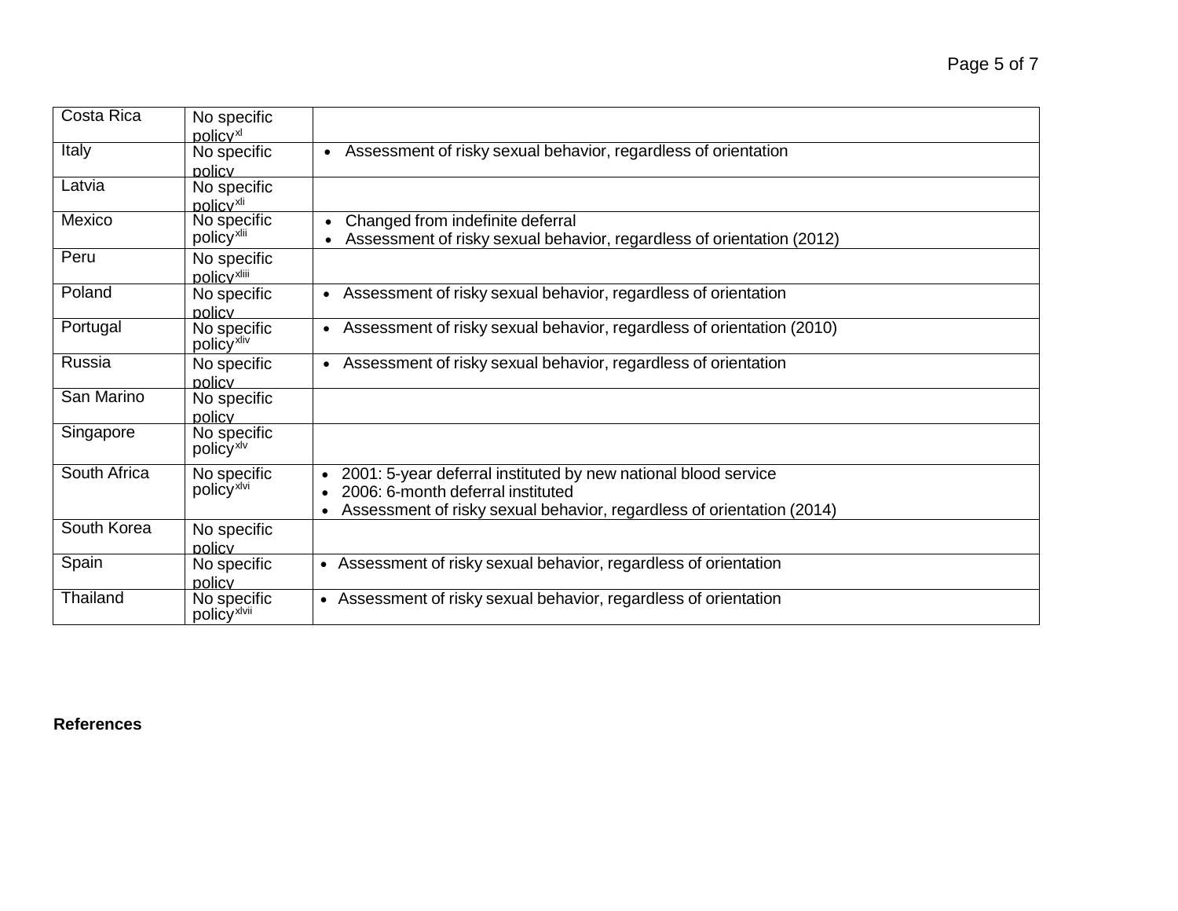| Costa Rica | No specific policy[xl] | |
|---|---|---|
| Italy | No specific policy | • Assessment of risky sexual behavior, regardless of orientation |
| Latvia | No specific policy[xli] | |
| Mexico | No specific policy[xlii] | • Changed from indefinite deferral<br>• Assessment of risky sexual behavior, regardless of orientation (2012) |
| Peru | No specific policy[xliii] | |
| Poland | No specific policy | • Assessment of risky sexual behavior, regardless of orientation |
| Portugal | No specific policy[xliv] | • Assessment of risky sexual behavior, regardless of orientation (2010) |
| Russia | No specific policy | • Assessment of risky sexual behavior, regardless of orientation |
| San Marino | No specific policy | |
| Singapore | No specific policy[xlv] | |
| South Africa | No specific policy[xlvi] | • 2001: 5-year deferral instituted by new national blood service<br>• 2006: 6-month deferral instituted<br>• Assessment of risky sexual behavior, regardless of orientation (2014) |
| South Korea | No specific policy | |
| Spain | No specific policy | • Assessment of risky sexual behavior, regardless of orientation |
| Thailand | No specific policy[xlvii] | • Assessment of risky sexual behavior, regardless of orientation |

**References**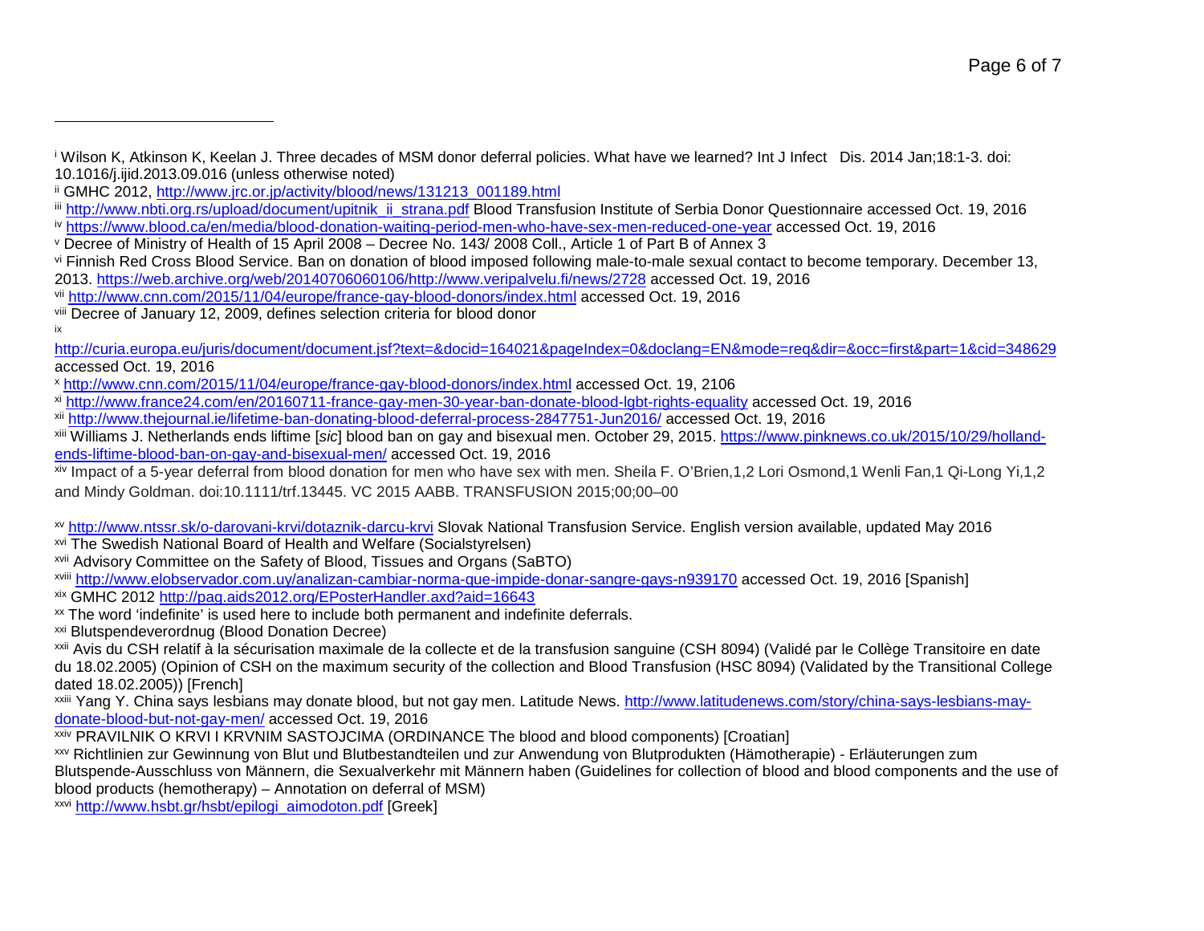[i] Wilson K, Atkinson K, Keelan J. Three decades of MSM donor deferral policies. What have we learned? Int J Infect Dis. 2014 Jan;18:1-3. doi: 10.1016/j.ijid.2013.09.016 (unless otherwise noted)

[ii] GMHC 2012, http://www.jrc.or.jp/activity/blood/news/131213_001189.html

[iii] http://www.nbti.org.rs/upload/document/upitnik_ii_strana.pdf Blood Transfusion Institute of Serbia Donor Questionnaire accessed Oct. 19, 2016

[iv] https://www.blood.ca/en/media/blood-donation-waiting-period-men-who-have-sex-men-reduced-one-year accessed Oct. 19, 2016

[v] Decree of Ministry of Health of 15 April 2008 – Decree No. 143/ 2008 Coll., Article 1 of Part B of Annex 3

[vi] Finnish Red Cross Blood Service. Ban on donation of blood imposed following male-to-male sexual contact to become temporary. December 13, 2013. https://web.archive.org/web/20140706060106/http://www.veripalvelu.fi/news/2728 accessed Oct. 19, 2016

[vii] http://www.cnn.com/2015/11/04/europe/france-gay-blood-donors/index.html accessed Oct. 19, 2016

[viii] Decree of January 12, 2009, defines selection criteria for blood donor

[ix] http://curia.europa.eu/juris/document/document.jsf?text=&docid=164021&pageIndex=0&doclang=EN&mode=req&dir=&occ=first&part=1&cid=348629 accessed Oct. 19, 2016

[x] http://www.cnn.com/2015/11/04/europe/france-gay-blood-donors/index.html accessed Oct. 19, 2106

[xi] http://www.france24.com/en/20160711-france-gay-men-30-year-ban-donate-blood-lgbt-rights-equality accessed Oct. 19, 2016

[xii] http://www.thejournal.ie/lifetime-ban-donating-blood-deferral-process-2847751-Jun2016/ accessed Oct. 19, 2016

[xiii] Williams J. Netherlands ends liftime [*sic*] blood ban on gay and bisexual men. October 29, 2015. https://www.pinknews.co.uk/2015/10/29/holland-ends-liftime-blood-ban-on-gay-and-bisexual-men/ accessed Oct. 19, 2016

[xiv] Impact of a 5-year deferral from blood donation for men who have sex with men. Sheila F. O'Brien,1,2 Lori Osmond,1 Wenli Fan,1 Qi-Long Yi,1,2 and Mindy Goldman. doi:10.1111/trf.13445. VC 2015 AABB. TRANSFUSION 2015;00;00–00

[xv] http://www.ntssr.sk/o-darovani-krvi/dotaznik-darcu-krvi Slovak National Transfusion Service. English version available, updated May 2016

[xvi] The Swedish National Board of Health and Welfare (Socialstyrelsen)

[xvii] Advisory Committee on the Safety of Blood, Tissues and Organs (SaBTO)

[xviii] http://www.elobservador.com.uy/analizan-cambiar-norma-que-impide-donar-sangre-gays-n939170 accessed Oct. 19, 2016 [Spanish]

[xix] GMHC 2012 http://pag.aids2012.org/EPosterHandler.axd?aid=16643

[xx] The word 'indefinite' is used here to include both permanent and indefinite deferrals.

[xxi] Blutspendeverordnug (Blood Donation Decree)

[xxii] Avis du CSH relatif à la sécurisation maximale de la collecte et de la transfusion sanguine (CSH 8094) (Validé par le Collège Transitoire en date du 18.02.2005) (Opinion of CSH on the maximum security of the collection and Blood Transfusion (HSC 8094) (Validated by the Transitional College dated 18.02.2005)) [French]

[xxiii] Yang Y. China says lesbians may donate blood, but not gay men. Latitude News. http://www.latitudenews.com/story/china-says-lesbians-may-donate-blood-but-not-gay-men/ accessed Oct. 19, 2016

[xxiv] PRAVILNIK O KRVI I KRVNIM SASTOJCIMA (ORDINANCE The blood and blood components) [Croatian]

[xxv] Richtlinien zur Gewinnung von Blut und Blutbestandteilen und zur Anwendung von Blutprodukten (Hämotherapie) - Erläuterungen zum Blutspende-Ausschluss von Männern, die Sexualverkehr mit Männern haben (Guidelines for collection of blood and blood components and the use of blood products (hemotherapy) – Annotation on deferral of MSM)

[xxvi] http://www.hsbt.gr/hsbt/epilogi_aimodoton.pdf [Greek]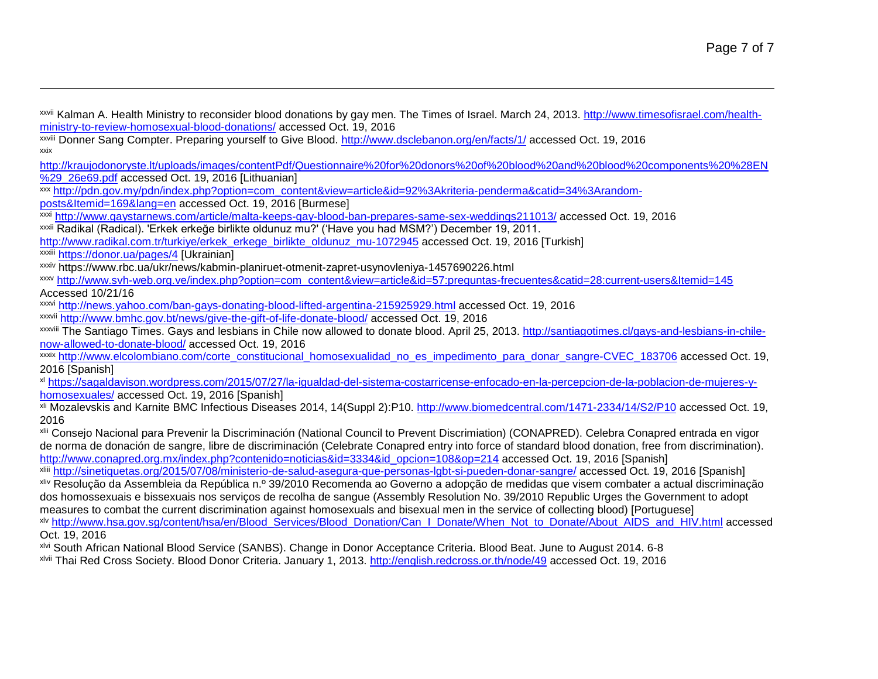[xxvii] Kalman A. Health Ministry to reconsider blood donations by gay men. The Times of Israel. March 24, 2013. http://www.timesofisrael.com/health-ministry-to-review-homosexual-blood-donations/ accessed Oct. 19, 2016

[xxviii] Donner Sang Compter. Preparing yourself to Give Blood. http://www.dsclebanon.org/en/facts/1/ accessed Oct. 19, 2016

[xxix] http://kraujodonoryste.lt/uploads/images/contentPdf/Questionnaire%20for%20donors%20of%20blood%20and%20blood%20components%20%28EN%29_26e69.pdf accessed Oct. 19, 2016 [Lithuanian]

[xxx] http://pdn.gov.my/pdn/index.php?option=com_content&view=article&id=92%3Akriteria-penderma&catid=34%3Arandom-posts&Itemid=169&lang=en accessed Oct. 19, 2016 [Burmese]

[xxxi] http://www.gaystarnews.com/article/malta-keeps-gay-blood-ban-prepares-same-sex-weddings211013/ accessed Oct. 19, 2016

[xxxii] Radikal (Radical). 'Erkek erkeğe birlikte oldunuz mu?' ('Have you had MSM?') December 19, 2011. http://www.radikal.com.tr/turkiye/erkek_erkege_birlikte_oldunuz_mu-1072945 accessed Oct. 19, 2016 [Turkish]

[xxxiii] https://donor.ua/pages/4 [Ukrainian]

[xxxiv] https://www.rbc.ua/ukr/news/kabmin-planiruet-otmenit-zapret-usynovleniya-1457690226.html

[xxxv] http://www.svh-web.org.ve/index.php?option=com_content&view=article&id=57:preguntas-frecuentes&catid=28:current-users&Itemid=145 Accessed 10/21/16

[xxxvi] http://news.yahoo.com/ban-gays-donating-blood-lifted-argentina-215925929.html accessed Oct. 19, 2016

[xxxvii] http://www.bmhc.gov.bt/news/give-the-gift-of-life-donate-blood/ accessed Oct. 19, 2016

[xxxviii] The Santiago Times. Gays and lesbians in Chile now allowed to donate blood. April 25, 2013. http://santiagotimes.cl/gays-and-lesbians-in-chile-now-allowed-to-donate-blood/ accessed Oct. 19, 2016

[xxxix] http://www.elcolombiano.com/corte_constitucional_homosexualidad_no_es_impedimento_para_donar_sangre-CVEC_183706 accessed Oct. 19, 2016 [Spanish]

[xl] https://sagaldavison.wordpress.com/2015/07/27/la-igualdad-del-sistema-costarricense-enfocado-en-la-percepcion-de-la-poblacion-de-mujeres-y-homosexuales/ accessed Oct. 19, 2016 [Spanish]

[xli] Mozalevskis and Karnite BMC Infectious Diseases 2014, 14(Suppl 2):P10. http://www.biomedcentral.com/1471-2334/14/S2/P10 accessed Oct. 19, 2016

[xlii] Consejo Nacional para Prevenir la Discriminación (National Council to Prevent Discrimiation) (CONAPRED). Celebra Conapred entrada en vigor de norma de donación de sangre, libre de discriminación (Celebrate Conapred entry into force of standard blood donation, free from discrimination). http://www.conapred.org.mx/index.php?contenido=noticias&id=3334&id_opcion=108&op=214 accessed Oct. 19, 2016 [Spanish]

[xliii] http://sinetiquetas.org/2015/07/08/ministerio-de-salud-asegura-que-personas-lgbt-si-pueden-donar-sangre/ accessed Oct. 19, 2016 [Spanish]

[xliv] Resolução da Assembleia da República n.º 39/2010 Recomenda ao Governo a adopção de medidas que visem combater a actual discriminação dos homossexuais e bissexuais nos serviços de recolha de sangue (Assembly Resolution No. 39/2010 Republic Urges the Government to adopt measures to combat the current discrimination against homosexuals and bisexual men in the service of collecting blood) [Portuguese]

[xlv] http://www.hsa.gov.sg/content/hsa/en/Blood_Services/Blood_Donation/Can_I_Donate/When_Not_to_Donate/About_AIDS_and_HIV.html accessed Oct. 19, 2016

[xlvi] South African National Blood Service (SANBS). Change in Donor Acceptance Criteria. Blood Beat. June to August 2014. 6-8

[xlvii] Thai Red Cross Society. Blood Donor Criteria. January 1, 2013. http://english.redcross.or.th/node/49 accessed Oct. 19, 2016